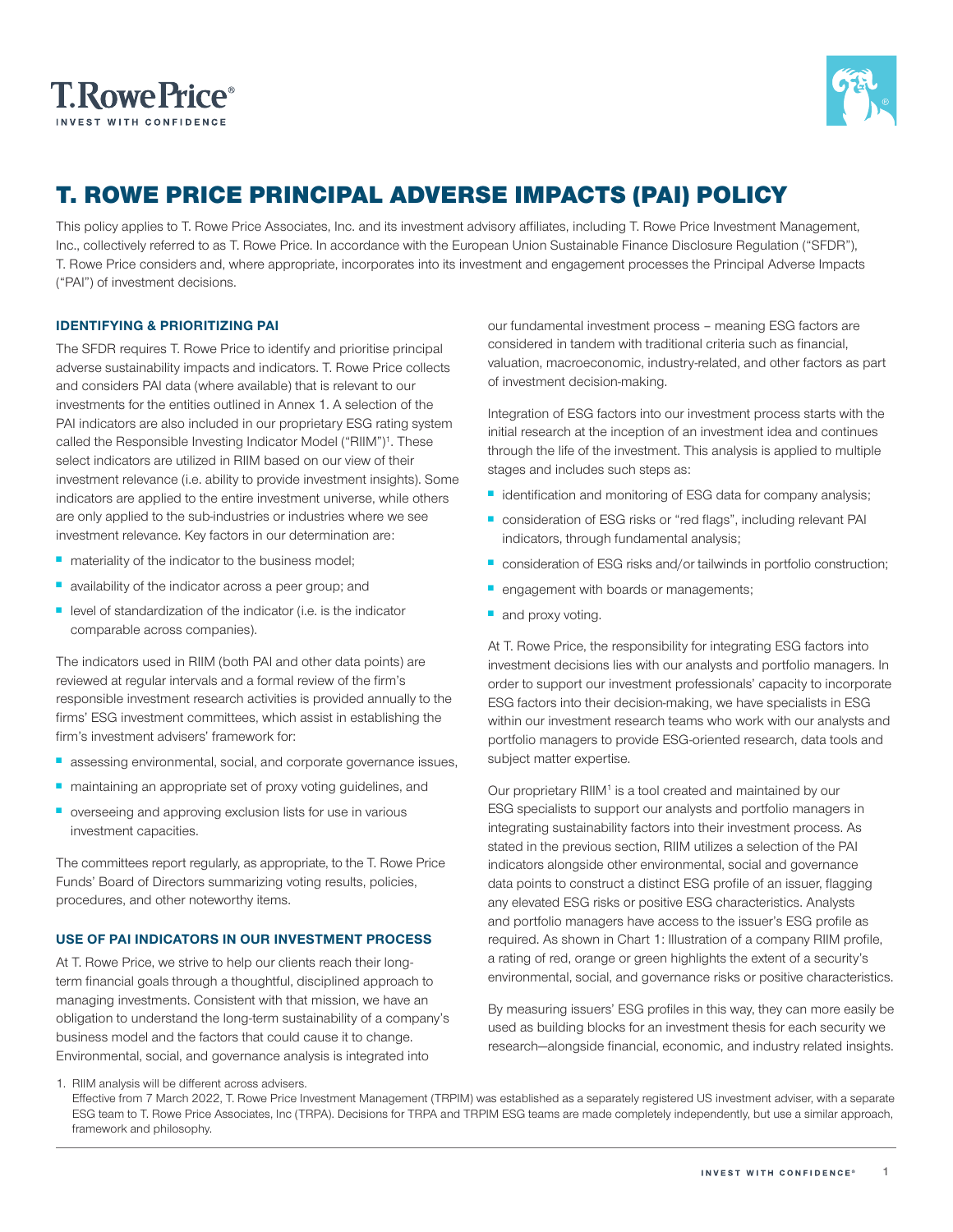# T. ROWE PRICE PRINCIPAL ADVERSE IMPACTS (PAI) POLICY

This policy applies to T. Rowe Price Associates, Inc. and its investment advisory affiliates, including T. Rowe Price Investment Management, Inc., collectively referred to as T. Rowe Price. In accordance with the European Union Sustainable Finance Disclosure Regulation ("SFDR"), T. Rowe Price considers and, where appropriate, incorporates into its investment and engagement processes the Principal Adverse Impacts ("PAI") of investment decisions.

## IDENTIFYING & PRIORITIZING PAI

The SFDR requires T. Rowe Price to identify and prioritise principal adverse sustainability impacts and indicators. T. Rowe Price collects and considers PAI data (where available) that is relevant to our investments for the entities outlined in Annex 1. A selection of the PAI indicators are also included in our proprietary ESG rating system called the Responsible Investing Indicator Model ("RIIM")[1]. These select indicators are utilized in RIIM based on our view of their investment relevance (i.e. ability to provide investment insights). Some indicators are applied to the entire investment universe, while others are only applied to the sub-industries or industries where we see investment relevance. Key factors in our determination are:

- materiality of the indicator to the business model;
- availability of the indicator across a peer group; and
- level of standardization of the indicator (i.e. is the indicator comparable across companies).

The indicators used in RIIM (both PAI and other data points) are reviewed at regular intervals and a formal review of the firm's responsible investment research activities is provided annually to the firms' ESG investment committees, which assist in establishing the firm's investment advisers' framework for:

- assessing environmental, social, and corporate governance issues,
- maintaining an appropriate set of proxy voting guidelines, and
- overseeing and approving exclusion lists for use in various investment capacities.

The committees report regularly, as appropriate, to the T. Rowe Price Funds' Board of Directors summarizing voting results, policies, procedures, and other noteworthy items.

## USE OF PAI INDICATORS IN OUR INVESTMENT PROCESS

At T. Rowe Price, we strive to help our clients reach their long-term financial goals through a thoughtful, disciplined approach to managing investments. Consistent with that mission, we have an obligation to understand the long-term sustainability of a company's business model and the factors that could cause it to change. Environmental, social, and governance analysis is integrated into our fundamental investment process – meaning ESG factors are considered in tandem with traditional criteria such as financial, valuation, macroeconomic, industry-related, and other factors as part of investment decision-making.

Integration of ESG factors into our investment process starts with the initial research at the inception of an investment idea and continues through the life of the investment. This analysis is applied to multiple stages and includes such steps as:

- identification and monitoring of ESG data for company analysis;
- consideration of ESG risks or "red flags", including relevant PAI indicators, through fundamental analysis;
- consideration of ESG risks and/or tailwinds in portfolio construction;
- engagement with boards or managements;
- and proxy voting.

At T. Rowe Price, the responsibility for integrating ESG factors into investment decisions lies with our analysts and portfolio managers. In order to support our investment professionals' capacity to incorporate ESG factors into their decision-making, we have specialists in ESG within our investment research teams who work with our analysts and portfolio managers to provide ESG-oriented research, data tools and subject matter expertise.

Our proprietary RIIM[1] is a tool created and maintained by our ESG specialists to support our analysts and portfolio managers in integrating sustainability factors into their investment process. As stated in the previous section, RIIM utilizes a selection of the PAI indicators alongside other environmental, social and governance data points to construct a distinct ESG profile of an issuer, flagging any elevated ESG risks or positive ESG characteristics. Analysts and portfolio managers have access to the issuer's ESG profile as required. As shown in Chart 1: Illustration of a company RIIM profile, a rating of red, orange or green highlights the extent of a security's environmental, social, and governance risks or positive characteristics.

By measuring issuers' ESG profiles in this way, they can more easily be used as building blocks for an investment thesis for each security we research—alongside financial, economic, and industry related insights.

1. RIIM analysis will be different across advisers.
Effective from 7 March 2022, T. Rowe Price Investment Management (TRPIM) was established as a separately registered US investment adviser, with a separate ESG team to T. Rowe Price Associates, Inc (TRPA). Decisions for TRPA and TRPIM ESG teams are made completely independently, but use a similar approach, framework and philosophy.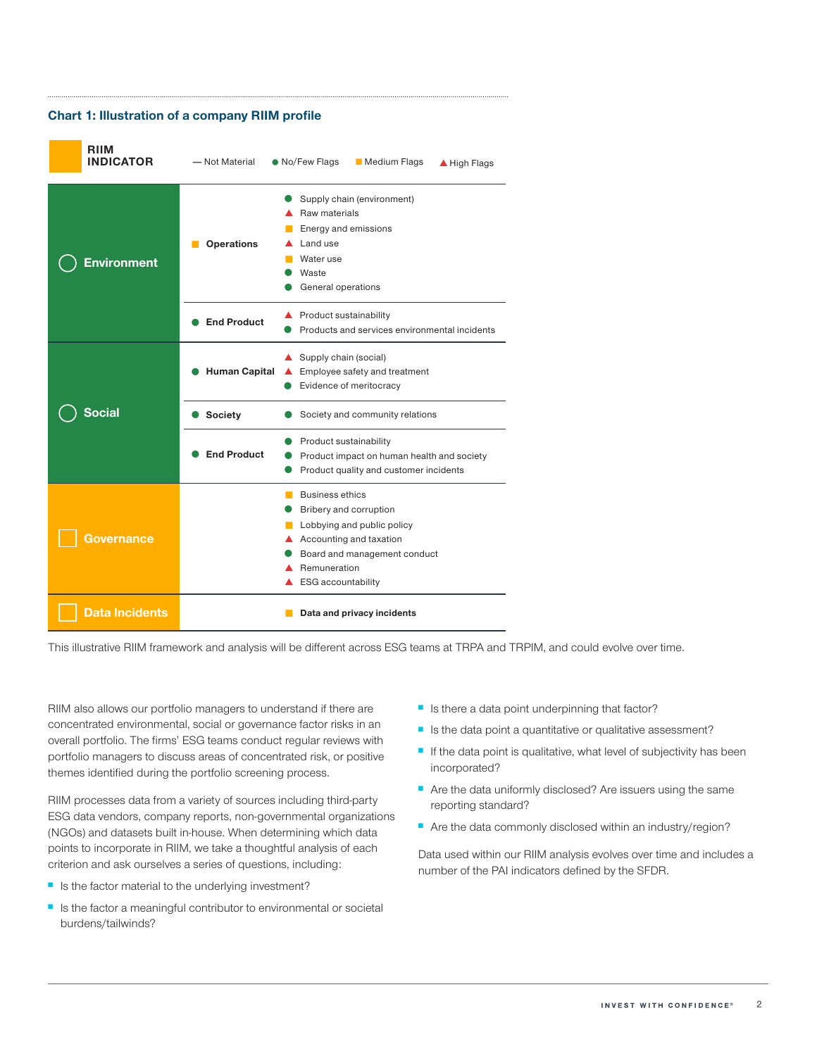### Chart 1: Illustration of a company RIIM profile

**RIIM INDICATOR** — Legend: — Not Material | ● No/Few Flags | ■ Medium Flags | ▲ High Flags

| Pillar | Category | Indicator |
| --- | --- | --- |
| Environment | ■ Operations | ● Supply chain (environment) |
| | | ▲ Raw materials |
| | | ■ Energy and emissions |
| | | ▲ Land use |
| | | ■ Water use |
| | | ● Waste |
| | | ● General operations |
| | ● End Product | ▲ Product sustainability |
| | | ● Products and services environmental incidents |
| Social | ● Human Capital | ▲ Supply chain (social) |
| | | ▲ Employee safety and treatment |
| | | ● Evidence of meritocracy |
| | ● Society | ● Society and community relations |
| | ● End Product | ● Product sustainability |
| | | ● Product impact on human health and society |
| | | ● Product quality and customer incidents |
| Governance | | ■ Business ethics |
| | | ● Bribery and corruption |
| | | ■ Lobbying and public policy |
| | | ▲ Accounting and taxation |
| | | ● Board and management conduct |
| | | ▲ Remuneration |
| | | ▲ ESG accountability |
| Data Incidents | | ■ **Data and privacy incidents** |

This illustrative RIIM framework and analysis will be different across ESG teams at TRPA and TRPIM, and could evolve over time.

RIIM also allows our portfolio managers to understand if there are concentrated environmental, social or governance factor risks in an overall portfolio. The firms' ESG teams conduct regular reviews with portfolio managers to discuss areas of concentrated risk, or positive themes identified during the portfolio screening process.

RIIM processes data from a variety of sources including third-party ESG data vendors, company reports, non-governmental organizations (NGOs) and datasets built in-house. When determining which data points to incorporate in RIIM, we take a thoughtful analysis of each criterion and ask ourselves a series of questions, including:

- Is the factor material to the underlying investment?
- Is the factor a meaningful contributor to environmental or societal burdens/tailwinds?
- Is there a data point underpinning that factor?
- Is the data point a quantitative or qualitative assessment?
- If the data point is qualitative, what level of subjectivity has been incorporated?
- Are the data uniformly disclosed? Are issuers using the same reporting standard?
- Are the data commonly disclosed within an industry/region?

Data used within our RIIM analysis evolves over time and includes a number of the PAI indicators defined by the SFDR.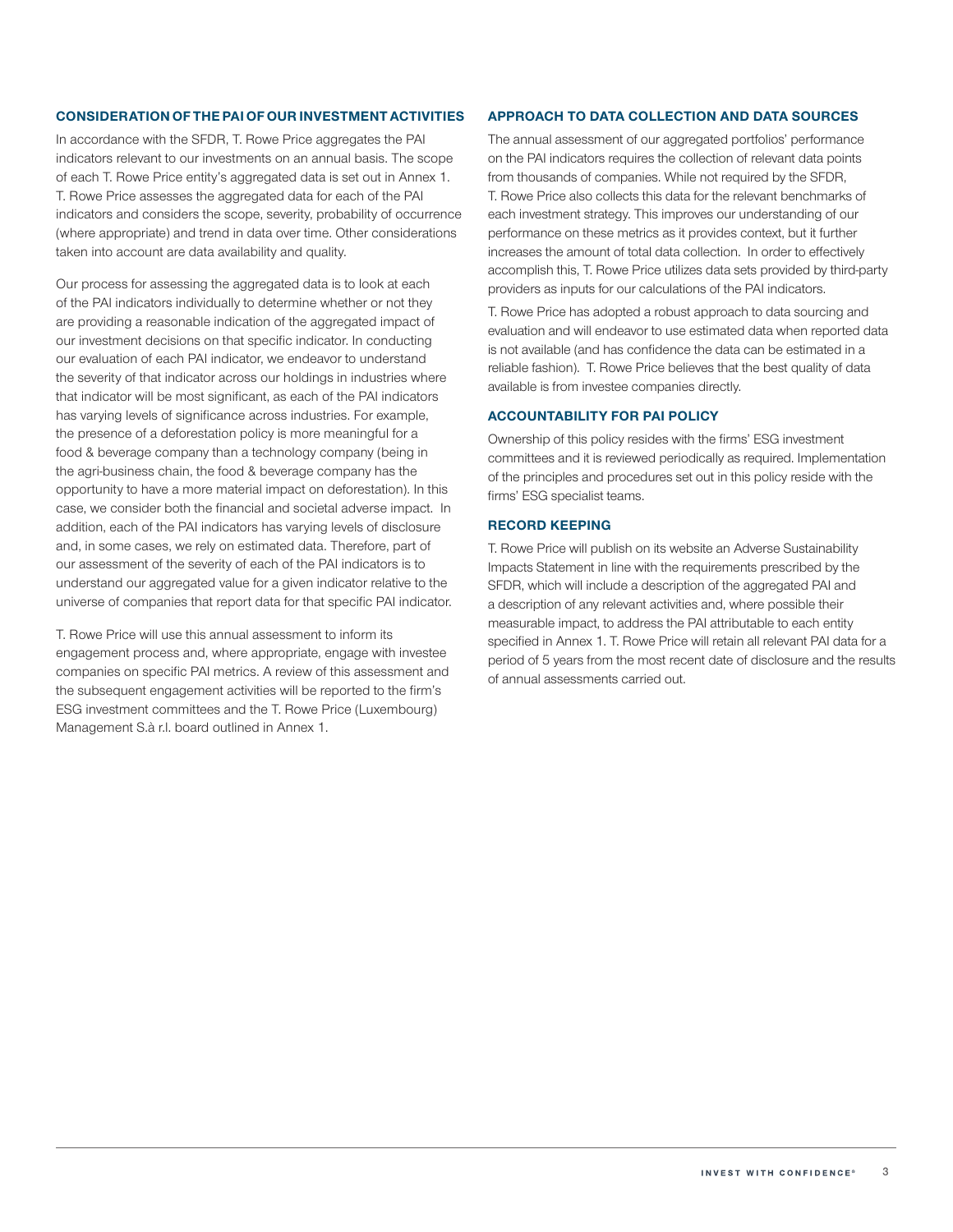## CONSIDERATION OF THE PAI OF OUR INVESTMENT ACTIVITIES

In accordance with the SFDR, T. Rowe Price aggregates the PAI indicators relevant to our investments on an annual basis. The scope of each T. Rowe Price entity's aggregated data is set out in Annex 1. T. Rowe Price assesses the aggregated data for each of the PAI indicators and considers the scope, severity, probability of occurrence (where appropriate) and trend in data over time. Other considerations taken into account are data availability and quality.

Our process for assessing the aggregated data is to look at each of the PAI indicators individually to determine whether or not they are providing a reasonable indication of the aggregated impact of our investment decisions on that specific indicator. In conducting our evaluation of each PAI indicator, we endeavor to understand the severity of that indicator across our holdings in industries where that indicator will be most significant, as each of the PAI indicators has varying levels of significance across industries. For example, the presence of a deforestation policy is more meaningful for a food & beverage company than a technology company (being in the agri-business chain, the food & beverage company has the opportunity to have a more material impact on deforestation). In this case, we consider both the financial and societal adverse impact. In addition, each of the PAI indicators has varying levels of disclosure and, in some cases, we rely on estimated data. Therefore, part of our assessment of the severity of each of the PAI indicators is to understand our aggregated value for a given indicator relative to the universe of companies that report data for that specific PAI indicator.

T. Rowe Price will use this annual assessment to inform its engagement process and, where appropriate, engage with investee companies on specific PAI metrics. A review of this assessment and the subsequent engagement activities will be reported to the firm's ESG investment committees and the T. Rowe Price (Luxembourg) Management S.à r.l. board outlined in Annex 1.

## APPROACH TO DATA COLLECTION AND DATA SOURCES

The annual assessment of our aggregated portfolios' performance on the PAI indicators requires the collection of relevant data points from thousands of companies. While not required by the SFDR, T. Rowe Price also collects this data for the relevant benchmarks of each investment strategy. This improves our understanding of our performance on these metrics as it provides context, but it further increases the amount of total data collection. In order to effectively accomplish this, T. Rowe Price utilizes data sets provided by third-party providers as inputs for our calculations of the PAI indicators.

T. Rowe Price has adopted a robust approach to data sourcing and evaluation and will endeavor to use estimated data when reported data is not available (and has confidence the data can be estimated in a reliable fashion). T. Rowe Price believes that the best quality of data available is from investee companies directly.

## ACCOUNTABILITY FOR PAI POLICY

Ownership of this policy resides with the firms' ESG investment committees and it is reviewed periodically as required. Implementation of the principles and procedures set out in this policy reside with the firms' ESG specialist teams.

## RECORD KEEPING

T. Rowe Price will publish on its website an Adverse Sustainability Impacts Statement in line with the requirements prescribed by the SFDR, which will include a description of the aggregated PAI and a description of any relevant activities and, where possible their measurable impact, to address the PAI attributable to each entity specified in Annex 1. T. Rowe Price will retain all relevant PAI data for a period of 5 years from the most recent date of disclosure and the results of annual assessments carried out.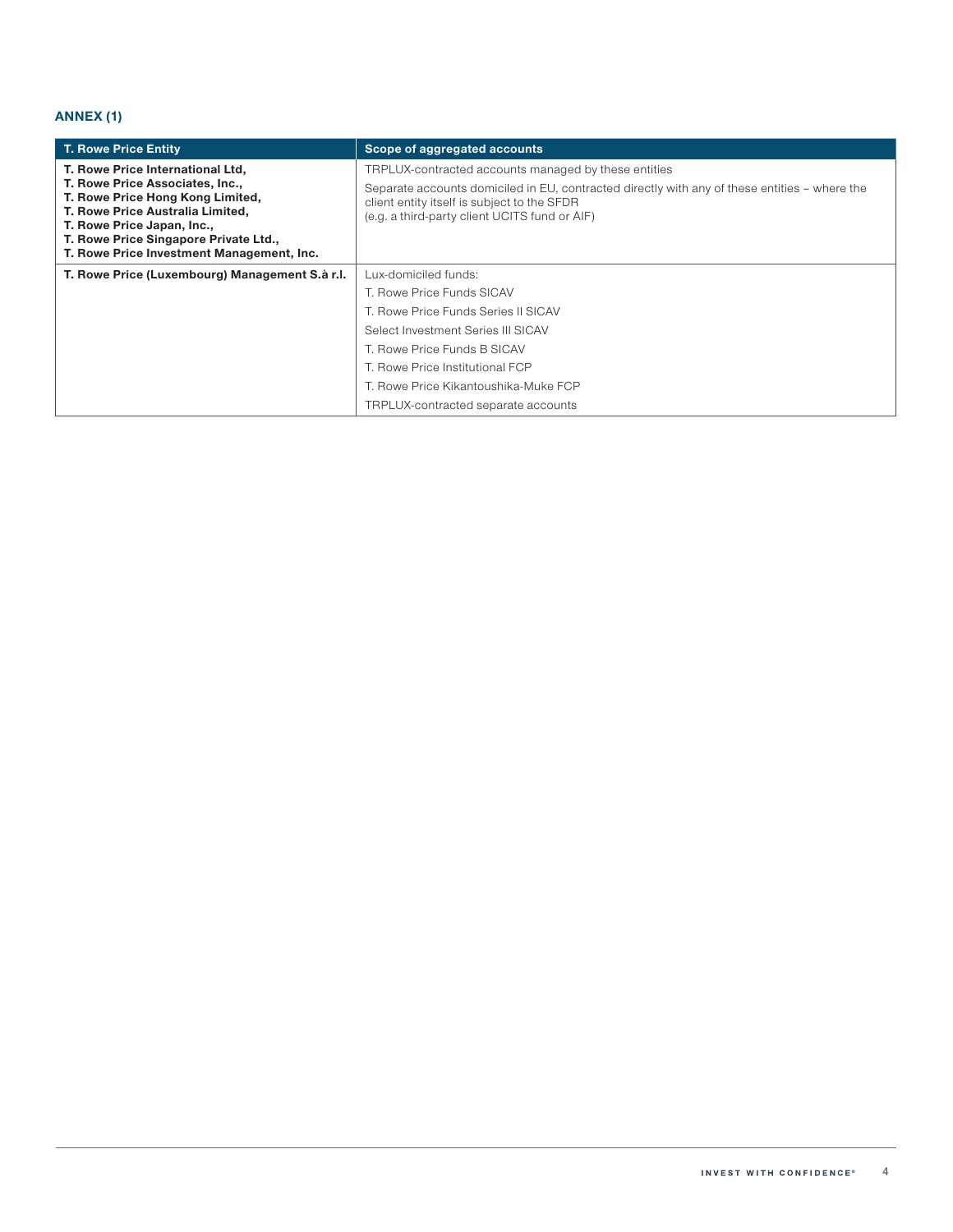## ANNEX (1)

| T. Rowe Price Entity | Scope of aggregated accounts |
| --- | --- |
| **T. Rowe Price International Ltd,<br>T. Rowe Price Associates, Inc.,<br>T. Rowe Price Hong Kong Limited,<br>T. Rowe Price Australia Limited,<br>T. Rowe Price Japan, Inc.,<br>T. Rowe Price Singapore Private Ltd.,<br>T. Rowe Price Investment Management, Inc.** | TRPLUX-contracted accounts managed by these entities<br>Separate accounts domiciled in EU, contracted directly with any of these entities – where the client entity itself is subject to the SFDR<br>(e.g. a third-party client UCITS fund or AIF) |
| **T. Rowe Price (Luxembourg) Management S.à r.l.** | Lux-domiciled funds:<br>T. Rowe Price Funds SICAV<br>T. Rowe Price Funds Series II SICAV<br>Select Investment Series III SICAV<br>T. Rowe Price Funds B SICAV<br>T. Rowe Price Institutional FCP<br>T. Rowe Price Kikantoushika-Muke FCP<br>TRPLUX-contracted separate accounts |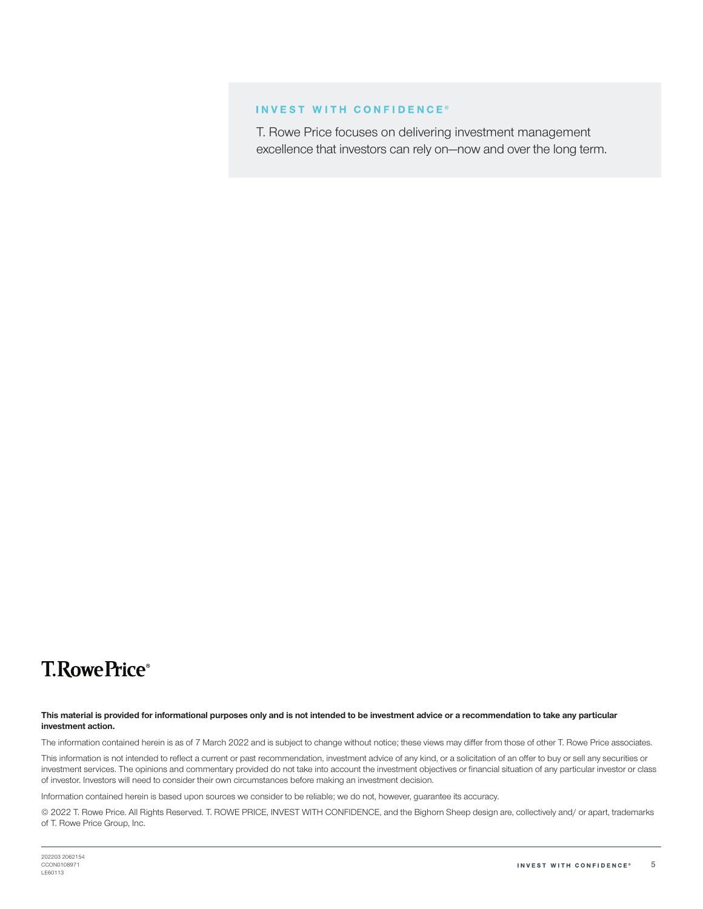**INVEST WITH CONFIDENCE®**

T. Rowe Price focuses on delivering investment management excellence that investors can rely on—now and over the long term.

T.RowePrice®

**This material is provided for informational purposes only and is not intended to be investment advice or a recommendation to take any particular investment action.**

The information contained herein is as of 7 March 2022 and is subject to change without notice; these views may differ from those of other T. Rowe Price associates.

This information is not intended to reflect a current or past recommendation, investment advice of any kind, or a solicitation of an offer to buy or sell any securities or investment services. The opinions and commentary provided do not take into account the investment objectives or financial situation of any particular investor or class of investor. Investors will need to consider their own circumstances before making an investment decision.

Information contained herein is based upon sources we consider to be reliable; we do not, however, guarantee its accuracy.

© 2022 T. Rowe Price. All Rights Reserved. T. ROWE PRICE, INVEST WITH CONFIDENCE, and the Bighorn Sheep design are, collectively and/ or apart, trademarks of T. Rowe Price Group, Inc.

202203 2062154
CCON0108971
LE60113